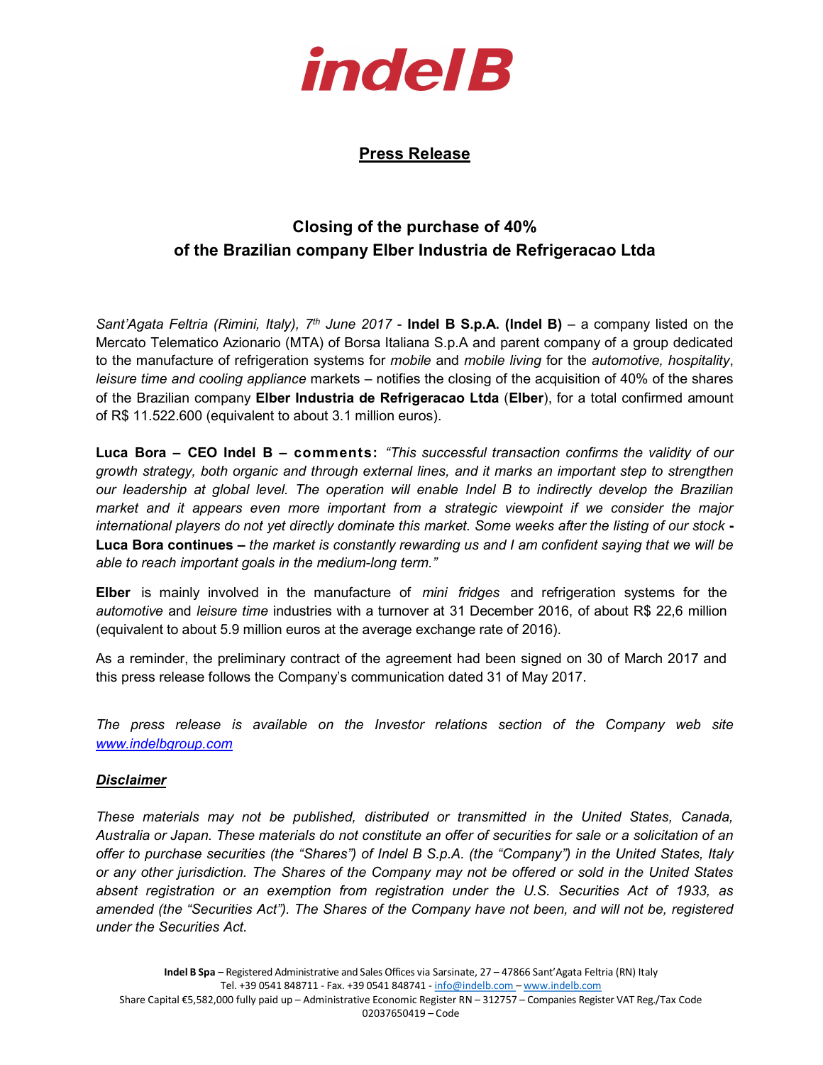indel B

## Press Release

# Closing of the purchase of 40% of the Brazilian company Elber Industria de Refrigeracao Ltda

*Sant'Agata Feltria (Rimini, Italy), 7th June 2017* - **Indel B S.p.A. (Indel B)** – a company listed on the Mercato Telematico Azionario (MTA) of Borsa Italiana S.p.A and parent company of a group dedicated to the manufacture of refrigeration systems for *mobile* and *mobile living* for the *automotive, hospitality*, *leisure time and cooling appliance* markets – notifies the closing of the acquisition of 40% of the shares of the Brazilian company **Elber Industria de Refrigeracao Ltda** (**Elber**), for a total confirmed amount of R$ 11.522.600 (equivalent to about 3.1 million euros).

**Luca Bora – CEO Indel B – comments:** *"This successful transaction confirms the validity of our growth strategy, both organic and through external lines, and it marks an important step to strengthen our leadership at global level. The operation will enable Indel B to indirectly develop the Brazilian market and it appears even more important from a strategic viewpoint if we consider the major international players do not yet directly dominate this market. Some weeks after the listing of our stock* **- Luca Bora continues –** *the market is constantly rewarding us and I am confident saying that we will be able to reach important goals in the medium-long term."*

**Elber** is mainly involved in the manufacture of *mini fridges* and refrigeration systems for the *automotive* and *leisure time* industries with a turnover at 31 December 2016, of about R$ 22,6 million (equivalent to about 5.9 million euros at the average exchange rate of 2016).

As a reminder, the preliminary contract of the agreement had been signed on 30 of March 2017 and this press release follows the Company's communication dated 31 of May 2017.

*The press release is available on the Investor relations section of the Company web site www.indelbgroup.com*

***Disclaimer***

*These materials may not be published, distributed or transmitted in the United States, Canada, Australia or Japan. These materials do not constitute an offer of securities for sale or a solicitation of an offer to purchase securities (the "Shares") of Indel B S.p.A. (the "Company") in the United States, Italy or any other jurisdiction. The Shares of the Company may not be offered or sold in the United States absent registration or an exemption from registration under the U.S. Securities Act of 1933, as amended (the "Securities Act"). The Shares of the Company have not been, and will not be, registered under the Securities Act.*

**Indel B Spa** – Registered Administrative and Sales Offices via Sarsinate, 27 – 47866 Sant'Agata Feltria (RN) Italy
Tel. +39 0541 848711 - Fax. +39 0541 848741 - info@indelb.com – www.indelb.com
Share Capital €5,582,000 fully paid up – Administrative Economic Register RN – 312757 – Companies Register VAT Reg./Tax Code 02037650419 – Code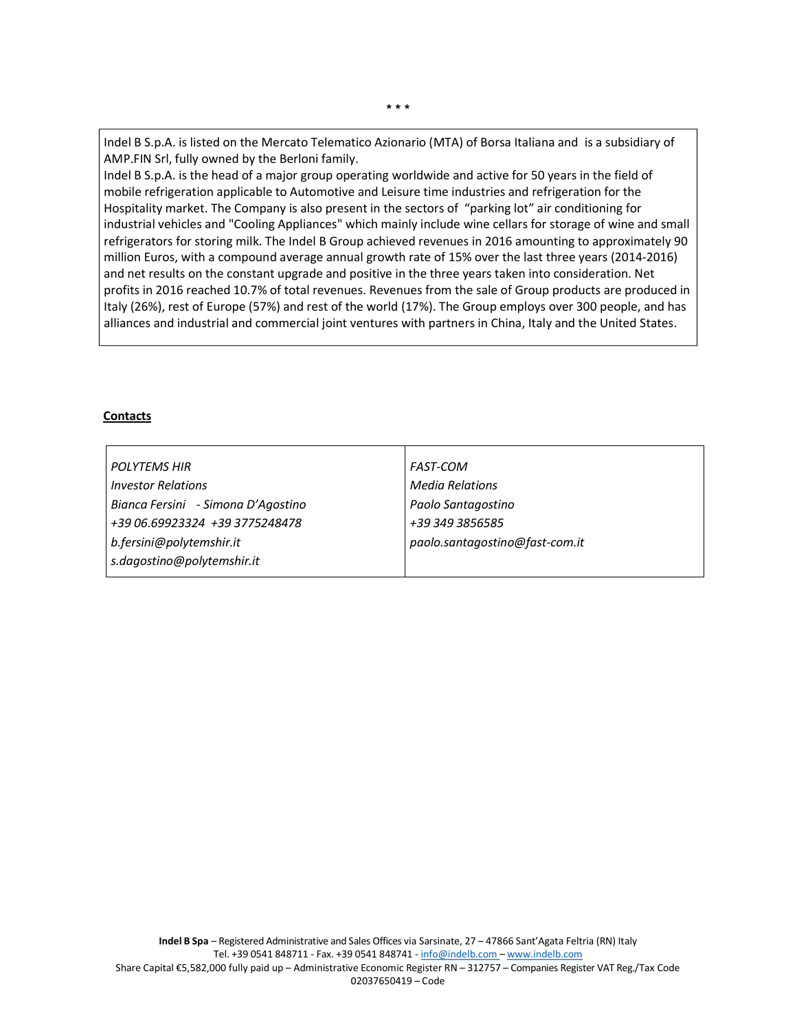\* \* \*

Indel B S.p.A. is listed on the Mercato Telematico Azionario (MTA) of Borsa Italiana and is a subsidiary of AMP.FIN Srl, fully owned by the Berloni family.
Indel B S.p.A. is the head of a major group operating worldwide and active for 50 years in the field of mobile refrigeration applicable to Automotive and Leisure time industries and refrigeration for the Hospitality market. The Company is also present in the sectors of "parking lot" air conditioning for industrial vehicles and "Cooling Appliances" which mainly include wine cellars for storage of wine and small refrigerators for storing milk. The Indel B Group achieved revenues in 2016 amounting to approximately 90 million Euros, with a compound average annual growth rate of 15% over the last three years (2014-2016) and net results on the constant upgrade and positive in the three years taken into consideration. Net profits in 2016 reached 10.7% of total revenues. Revenues from the sale of Group products are produced in Italy (26%), rest of Europe (57%) and rest of the world (17%). The Group employs over 300 people, and has alliances and industrial and commercial joint ventures with partners in China, Italy and the United States.

**Contacts**

| | |
|---|---|
| *POLYTEMS HIR*<br>*Investor Relations*<br>*Bianca Fersini - Simona D'Agostino*<br>*+39 06.69923324 +39 3775248478*<br>*b.fersini@polytemshir.it*<br>*s.dagostino@polytemshir.it* | *FAST-COM*<br>*Media Relations*<br>*Paolo Santagostino*<br>*+39 349 3856585*<br>*paolo.santagostino@fast-com.it* |

**Indel B Spa** – Registered Administrative and Sales Offices via Sarsinate, 27 – 47866 Sant'Agata Feltria (RN) Italy
Tel. +39 0541 848711 - Fax. +39 0541 848741 - info@indelb.com – www.indelb.com
Share Capital €5,582,000 fully paid up – Administrative Economic Register RN – 312757 – Companies Register VAT Reg./Tax Code 02037650419 – Code